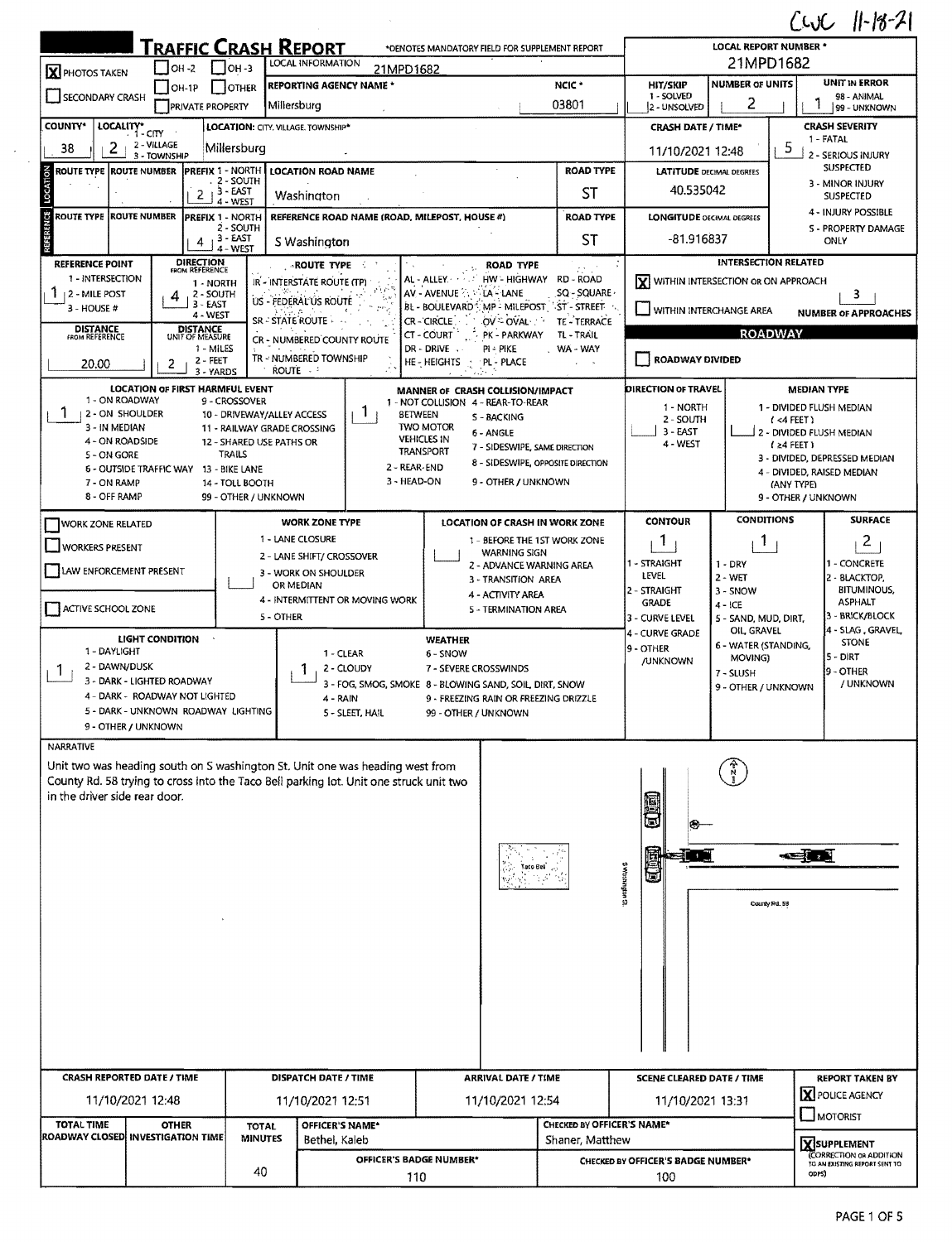CWC 11-18-21

# TRAFFIC CRASH REPORT

*DENOTES MANDATORY FIELD FOR SUPPLEMENT REPORT

| Field | Value |
|---|---|
| PHOTOS TAKEN | X |
| LOCAL INFORMATION | 21MPD1682 |
| REPORTING AGENCY NAME * | Millersburg |
| NCIC * | 03801 |
| LOCAL REPORT NUMBER * | 21MPD1682 |
| HIT/SKIP (1 - SOLVED, 2 - UNSOLVED) | |
| NUMBER OF UNITS | 2 |
| UNIT IN ERROR (98 - ANIMAL, 99 - UNKNOWN) | 1 |
| COUNTY* | 38 |
| LOCALITY* (1 - CITY, 2 - VILLAGE, 3 - TOWNSHIP) | 2 |
| LOCATION: CITY, VILLAGE, TOWNSHIP* | Millersburg |
| CRASH DATE / TIME* | 11/10/2021 12:48 |
| CRASH SEVERITY (1 - FATAL, 2 - SERIOUS INJURY SUSPECTED, 3 - MINOR INJURY SUSPECTED, 4 - INJURY POSSIBLE, 5 - PROPERTY DAMAGE ONLY) | 5 |

## LOCATION

| ROUTE TYPE | ROUTE NUMBER | PREFIX | LOCATION ROAD NAME | ROAD TYPE | LATITUDE DECIMAL DEGREES |
|---|---|---|---|---|---|
| | | 2 | Washington | ST | 40.535042 |

## REFERENCE

| ROUTE TYPE | ROUTE NUMBER | PREFIX | REFERENCE ROAD NAME (ROAD, MILEPOST, HOUSE #) | ROAD TYPE | LONGITUDE DECIMAL DEGREES |
|---|---|---|---|---|---|
| | | 4 | S Washington | ST | -81.916837 |

| REFERENCE POINT | DIRECTION FROM REFERENCE | DISTANCE FROM REFERENCE | DISTANCE UNIT OF MEASURE |
|---|---|---|---|
| 1 | 4 | 20.00 | 2 |

INTERSECTION RELATED: [X] WITHIN INTERSECTION OR ON APPROACH; NUMBER OF APPROACHES: 3

ROADWAY DIVIDED: [ ]

| LOCATION OF FIRST HARMFUL EVENT | MANNER OF CRASH COLLISION/IMPACT | DIRECTION OF TRAVEL | MEDIAN TYPE |
|---|---|---|---|
| 1 | 1 | | |

WORK ZONE RELATED: [ ]

| CONTOUR | CONDITIONS | SURFACE |
|---|---|---|
| 1 | 1 | 2 |

| LIGHT CONDITION | WEATHER |
|---|---|
| 1 | 1 |

## NARRATIVE

Unit two was heading south on S washington St. Unit one was heading west from County Rd. 58 trying to cross into the Taco Bell parking lot. Unit one struck unit two in the driver side rear door.

Taco Bell — S Washington St. — County Rd. 58

| CRASH REPORTED DATE / TIME | DISPATCH DATE / TIME | ARRIVAL DATE / TIME | SCENE CLEARED DATE / TIME | REPORT TAKEN BY |
|---|---|---|---|---|
| 11/10/2021 12:48 | 11/10/2021 12:51 | 11/10/2021 12:54 | 11/10/2021 13:31 | [X] POLICE AGENCY |

| TOTAL TIME ROADWAY CLOSED | OTHER INVESTIGATION TIME | TOTAL MINUTES | OFFICER'S NAME* | CHECKED BY OFFICER'S NAME* |
|---|---|---|---|---|
| | | 40 | Bethel, Kaleb | Shaner, Matthew |

| OFFICER'S BADGE NUMBER* | CHECKED BY OFFICER'S BADGE NUMBER* |
|---|---|
| 110 | 100 |

[X] SUPPLEMENT (CORRECTION OR ADDITION TO AN EXISTING REPORT SENT TO ODPS)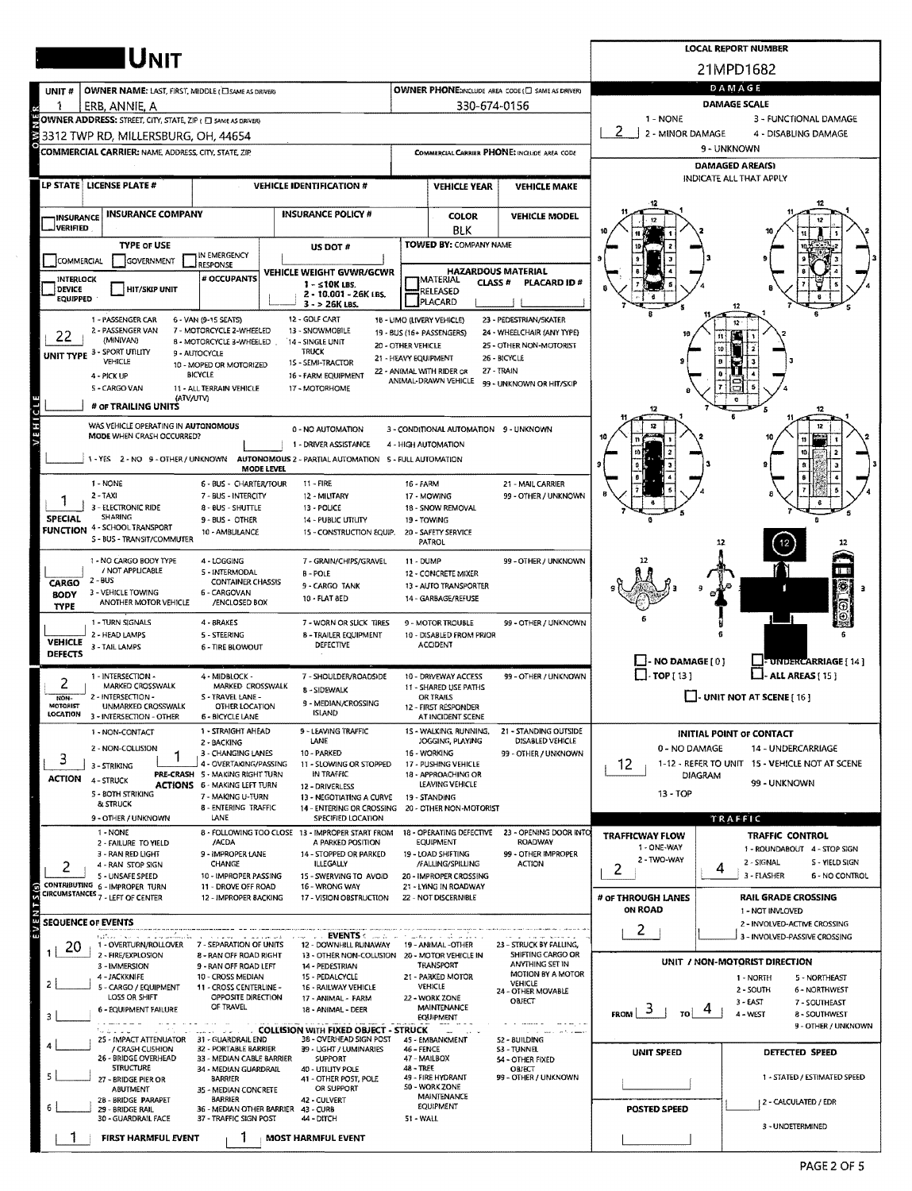# UNIT

**LOCAL REPORT NUMBER:** 21MPD1682

| UNIT # | OWNER NAME: LAST, FIRST, MIDDLE (☐ SAME AS DRIVER) | OWNER PHONE: INCLUDE AREA CODE (☐ SAME AS DRIVER) |
|---|---|---|
| 1 | ERB, ANNIE, A | 330-674-0156 |

**OWNER ADDRESS:** STREET, CITY, STATE, ZIP (☐ SAME AS DRIVER)
3312 TWP RD, MILLERSBURG, OH, 44654

**COMMERCIAL CARRIER:** NAME, ADDRESS, CITY, STATE, ZIP | **COMMERCIAL CARRIER PHONE:** INCLUDE AREA CODE

| LP STATE | LICENSE PLATE # | VEHICLE IDENTIFICATION # | VEHICLE YEAR | VEHICLE MAKE |
|---|---|---|---|---|
| | | | | |

| INSURANCE VERIFIED | INSURANCE COMPANY | INSURANCE POLICY # | COLOR | VEHICLE MODEL |
|---|---|---|---|---|
| ☐ | | | BLK | |

**TYPE OF USE:** ☐ COMMERCIAL ☐ GOVERNMENT ☐ IN EMERGENCY RESPONSE
**US DOT #:**
**TOWED BY:** COMPANY NAME
☐ INTERLOCK DEVICE EQUIPPED ☐ HIT/SKIP UNIT
**# OCCUPANTS:**
**VEHICLE WEIGHT GVWR/GCWR:** 1 - ≤10K LBS. 2 - 10.001 - 26K LBS. 3 - > 26K LBS.
**HAZARDOUS MATERIAL:** ☐ MATERIAL RELEASED PLACARD | CLASS # | PLACARD ID #

**UNIT TYPE:** 22
1 - PASSENGER CAR; 2 - PASSENGER VAN (MINIVAN); 3 - SPORT UTILITY VEHICLE; 4 - PICK UP; 5 - CARGO VAN; 6 - VAN (9-15 SEATS); 7 - MOTORCYCLE 2-WHEELED; 8 - MOTORCYCLE 3-WHEELED; 9 - AUTOCYCLE; 10 - MOPED OR MOTORIZED BICYCLE; 11 - ALL TERRAIN VEHICLE (ATV/UTV); 12 - GOLF CART; 13 - SNOWMOBILE; 14 - SINGLE UNIT TRUCK; 15 - SEMI-TRACTOR; 16 - FARM EQUIPMENT; 17 - MOTORHOME; 18 - LIMO (LIVERY VEHICLE); 19 - BUS (16+ PASSENGERS); 20 - OTHER VEHICLE; 21 - HEAVY EQUIPMENT; 22 - ANIMAL WITH RIDER OR ANIMAL-DRAWN VEHICLE; 23 - PEDESTRIAN/SKATER; 24 - WHEELCHAIR (ANY TYPE); 25 - OTHER NON-MOTORIST; 26 - BICYCLE; 27 - TRAIN; 99 - UNKNOWN OR HIT/SKIP

**# OF TRAILING UNITS:**

**WAS VEHICLE OPERATING IN AUTONOMOUS MODE WHEN CRASH OCCURRED?** 1 - YES 2 - NO 9 - OTHER / UNKNOWN
**AUTONOMOUS MODE LEVEL:** 0 - NO AUTOMATION; 1 - DRIVER ASSISTANCE; 2 - PARTIAL AUTOMATION; 3 - CONDITIONAL AUTOMATION; 4 - HIGH AUTOMATION; 5 - FULL AUTOMATION; 9 - UNKNOWN

**SPECIAL FUNCTION:** 1
1 - NONE; 2 - TAXI; 3 - ELECTRONIC RIDE SHARING; 4 - SCHOOL TRANSPORT; 5 - BUS - TRANSIT/COMMUTER; 6 - BUS - CHARTER/TOUR; 7 - BUS - INTERCITY; 8 - BUS - SHUTTLE; 9 - BUS - OTHER; 10 - AMBULANCE; 11 - FIRE; 12 - MILITARY; 13 - POLICE; 14 - PUBLIC UTILITY; 15 - CONSTRUCTION EQUIP.; 16 - FARM; 17 - MOWING; 18 - SNOW REMOVAL; 19 - TOWING; 20 - SAFETY SERVICE PATROL; 21 - MAIL CARRIER; 99 - OTHER / UNKNOWN

**CARGO BODY TYPE:**
1 - NO CARGO BODY TYPE / NOT APPLICABLE; 2 - BUS; 3 - VEHICLE TOWING ANOTHER MOTOR VEHICLE; 4 - LOGGING; 5 - INTERMODAL CONTAINER CHASSIS; 6 - CARGOVAN /ENCLOSED BOX; 7 - GRAIN/CHIPS/GRAVEL; 8 - POLE; 9 - CARGO TANK; 10 - FLAT BED; 11 - DUMP; 12 - CONCRETE MIXER; 13 - AUTO TRANSPORTER; 14 - GARBAGE/REFUSE; 99 - OTHER / UNKNOWN

**VEHICLE DEFECTS:**
1 - TURN SIGNALS; 2 - HEAD LAMPS; 3 - TAIL LAMPS; 4 - BRAKES; 5 - STEERING; 6 - TIRE BLOWOUT; 7 - WORN OR SLICK TIRES; 8 - TRAILER EQUIPMENT DEFECTIVE; 9 - MOTOR TROUBLE; 10 - DISABLED FROM PRIOR ACCIDENT; 99 - OTHER / UNKNOWN

**NON-MOTORIST LOCATION:** 2
1 - INTERSECTION - MARKED CROSSWALK; 2 - INTERSECTION - UNMARKED CROSSWALK; 3 - INTERSECTION - OTHER; 4 - MIDBLOCK - MARKED CROSSWALK; 5 - TRAVEL LANE - OTHER LOCATION; 6 - BICYCLE LANE; 7 - SHOULDER/ROADSIDE; 8 - SIDEWALK; 9 - MEDIAN/CROSSING ISLAND; 10 - DRIVEWAY ACCESS; 11 - SHARED USE PATHS OR TRAILS; 12 - FIRST RESPONDER AT INCIDENT SCENE; 99 - OTHER / UNKNOWN

**ACTION:** 3 | **PRE-CRASH ACTIONS:** 1
1 - NON-CONTACT; 2 - NON-COLLISION; 3 - STRIKING; 4 - STRUCK; 5 - BOTH STRIKING & STRUCK; 9 - OTHER / UNKNOWN
1 - STRAIGHT AHEAD; 2 - BACKING; 3 - CHANGING LANES; 4 - OVERTAKING/PASSING; 5 - MAKING RIGHT TURN; 6 - MAKING LEFT TURN; 7 - MAKING U-TURN; 8 - ENTERING TRAFFIC LANE; 9 - LEAVING TRAFFIC LANE; 10 - PARKED; 11 - SLOWING OR STOPPED IN TRAFFIC; 12 - DRIVERLESS; 13 - NEGOTIATING A CURVE; 14 - ENTERING OR CROSSING SPECIFIED LOCATION; 15 - WALKING, RUNNING, JOGGING, PLAYING; 16 - WORKING; 17 - PUSHING VEHICLE; 18 - APPROACHING OR LEAVING VEHICLE; 19 - STANDING; 20 - OTHER NON-MOTORIST; 21 - STANDING OUTSIDE DISABLED VEHICLE; 99 - OTHER / UNKNOWN

**CONTRIBUTING CIRCUMSTANCES:** 2
1 - NONE; 2 - FAILURE TO YIELD; 3 - RAN RED LIGHT; 4 - RAN STOP SIGN; 5 - UNSAFE SPEED; 6 - IMPROPER TURN; 7 - LEFT OF CENTER; 8 - FOLLOWING TOO CLOSE /ACDA; 9 - IMPROPER LANE CHANGE; 10 - IMPROPER PASSING; 11 - DROVE OFF ROAD; 12 - IMPROPER BACKING; 13 - IMPROPER START FROM A PARKED POSITION; 14 - STOPPED OR PARKED ILLEGALLY; 15 - SWERVING TO AVOID; 16 - WRONG WAY; 17 - VISION OBSTRUCTION; 18 - OPERATING DEFECTIVE EQUIPMENT; 19 - LOAD SHIFTING /FALLING/SPILLING; 20 - IMPROPER CROSSING; 21 - LYING IN ROADWAY; 22 - NOT DISCERNIBLE; 23 - OPENING DOOR INTO ROADWAY; 99 - OTHER IMPROPER ACTION

## SEQUENCE OF EVENTS

| # | Event |
|---|---|
| 1 | 20 |
| 2 | |
| 3 | |
| 4 | |
| 5 | |
| 6 | |

**EVENTS:** 1 - OVERTURN/ROLLOVER; 2 - FIRE/EXPLOSION; 3 - IMMERSION; 4 - JACKKNIFE; 5 - CARGO / EQUIPMENT LOSS OR SHIFT; 6 - EQUIPMENT FAILURE; 7 - SEPARATION OF UNITS; 8 - RAN OFF ROAD RIGHT; 9 - RAN OFF ROAD LEFT; 10 - CROSS MEDIAN; 11 - CROSS CENTERLINE - OPPOSITE DIRECTION OF TRAVEL; 12 - DOWNHILL RUNAWAY; 13 - OTHER NON-COLLISION; 14 - PEDESTRIAN; 15 - PEDALCYCLE; 16 - RAILWAY VEHICLE; 17 - ANIMAL - FARM; 18 - ANIMAL - DEER; 19 - ANIMAL - OTHER; 20 - MOTOR VEHICLE IN TRANSPORT; 21 - PARKED MOTOR VEHICLE; 22 - WORK ZONE MAINTENANCE EQUIPMENT; 23 - STRUCK BY FALLING, SHIFTING CARGO OR ANYTHING SET IN MOTION BY A MOTOR VEHICLE; 24 - OTHER MOVABLE OBJECT

**COLLISION WITH FIXED OBJECT - STRUCK:** 25 - IMPACT ATTENUATOR / CRASH CUSHION; 26 - BRIDGE OVERHEAD STRUCTURE; 27 - BRIDGE PIER OR ABUTMENT; 28 - BRIDGE PARAPET; 29 - BRIDGE RAIL; 30 - GUARDRAIL FACE; 31 - GUARDRAIL END; 32 - PORTABLE BARRIER; 33 - MEDIAN CABLE BARRIER; 34 - MEDIAN GUARDRAIL BARRIER; 35 - MEDIAN CONCRETE BARRIER; 36 - MEDIAN OTHER BARRIER; 37 - TRAFFIC SIGN POST; 38 - OVERHEAD SIGN POST; 39 - LIGHT / LUMINARIES SUPPORT; 40 - UTILITY POLE; 41 - OTHER POST, POLE OR SUPPORT; 42 - CULVERT; 43 - CURB; 44 - DITCH; 45 - EMBANKMENT; 46 - FENCE; 47 - MAILBOX; 48 - TREE; 49 - FIRE HYDRANT; 50 - WORK ZONE MAINTENANCE EQUIPMENT; 51 - WALL; 52 - BUILDING; 53 - TUNNEL; 54 - OTHER FIXED OBJECT; 99 - OTHER / UNKNOWN

**FIRST HARMFUL EVENT:** 1 | **MOST HARMFUL EVENT:** 1

## DAMAGE

**DAMAGE SCALE:** 2
1 - NONE; 2 - MINOR DAMAGE; 3 - FUNCTIONAL DAMAGE; 4 - DISABLING DAMAGE; 9 - UNKNOWN

**DAMAGED AREA(S)** INDICATE ALL THAT APPLY
☐ - NO DAMAGE [0] ☐ - UNDERCARRIAGE [14]
☐ - TOP [13] ☐ - ALL AREAS [15]
☐ - UNIT NOT AT SCENE [16]

**INITIAL POINT OF CONTACT:** 12
0 - NO DAMAGE; 1-12 - REFER TO UNIT DIAGRAM; 13 - TOP; 14 - UNDERCARRIAGE; 15 - VEHICLE NOT AT SCENE; 99 - UNKNOWN

## TRAFFIC

**TRAFFICWAY FLOW:** 2 (1 - ONE-WAY; 2 - TWO-WAY)
**TRAFFIC CONTROL:** 4 (1 - ROUNDABOUT; 2 - SIGNAL; 3 - FLASHER; 4 - STOP SIGN; 5 - YIELD SIGN; 6 - NO CONTROL)
**# OF THROUGH LANES ON ROAD:** 2
**RAIL GRADE CROSSING:** 1 - NOT INVLOVED; 2 - INVOLVED-ACTIVE CROSSING; 3 - INVOLVED-PASSIVE CROSSING

**UNIT / NON-MOTORIST DIRECTION:** FROM 3 TO 4
1 - NORTH; 2 - SOUTH; 3 - EAST; 4 - WEST; 5 - NORTHEAST; 6 - NORTHWEST; 7 - SOUTHEAST; 8 - SOUTHWEST; 9 - OTHER / UNKNOWN

**UNIT SPEED:**
**POSTED SPEED:**
**DETECTED SPEED:** 1 - STATED / ESTIMATED SPEED; 2 - CALCULATED / EDR; 3 - UNDETERMINED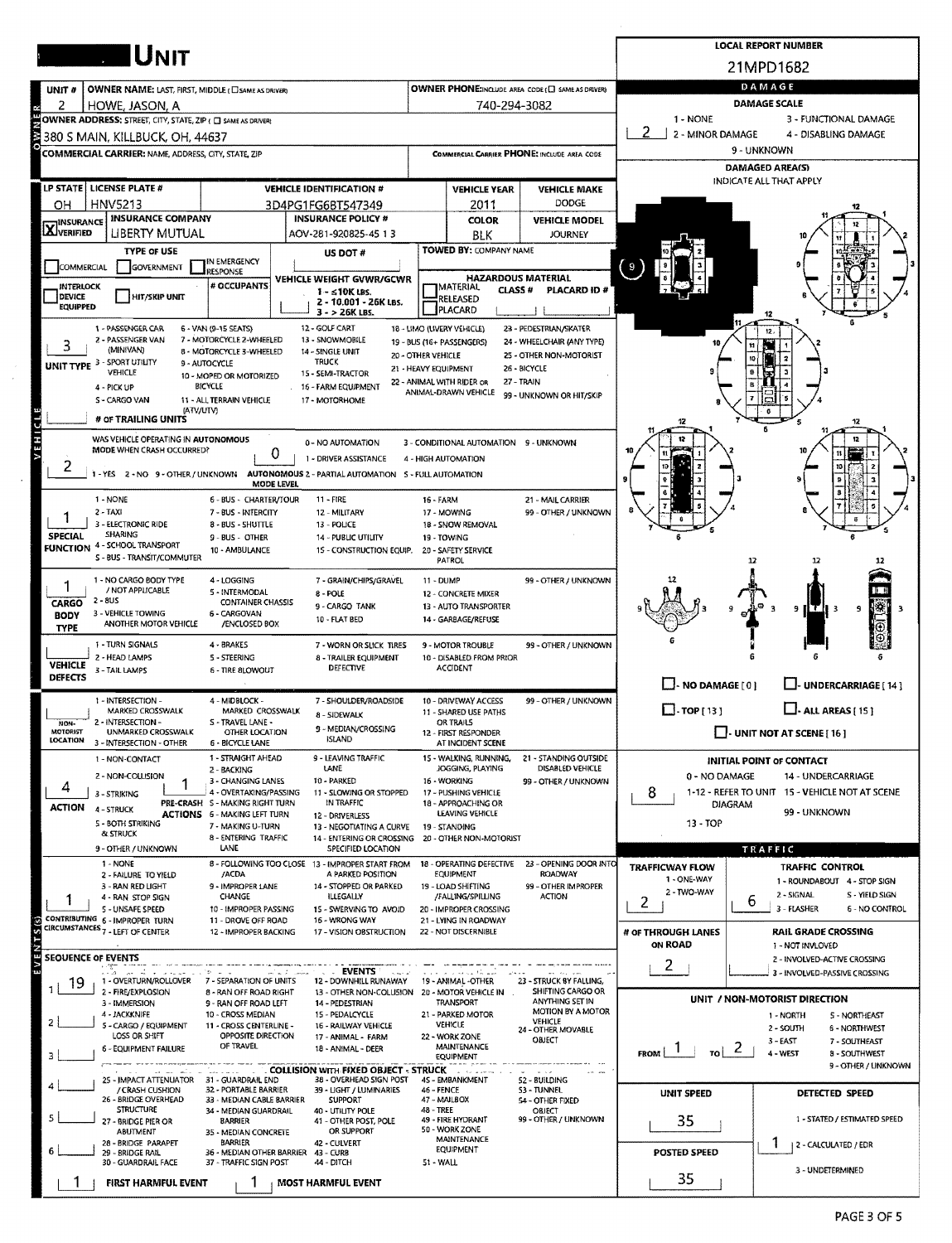# UNIT

**LOCAL REPORT NUMBER**
21MPD1682

## OWNER

| UNIT # | OWNER NAME: LAST, FIRST, MIDDLE ( ☐ SAME AS DRIVER) | OWNER PHONE: INCLUDE AREA CODE ( ☐ SAME AS DRIVER) |
|---|---|---|
| 2 | HOWE, JASON, A | 740-294-3082 |

**OWNER ADDRESS:** STREET, CITY, STATE, ZIP ( ☐ SAME AS DRIVER)
380 S MAIN, KILLBUCK, OH, 44637

**COMMERCIAL CARRIER:** NAME, ADDRESS, CITY, STATE, ZIP

**COMMERCIAL CARRIER PHONE:** INCLUDE AREA CODE

## VEHICLE

| LP STATE | LICENSE PLATE # | VEHICLE IDENTIFICATION # | VEHICLE YEAR | VEHICLE MAKE |
|---|---|---|---|---|
| OH | HNV5213 | 3D4PG1FG6BT547349 | 2011 | DODGE |

| INSURANCE | INSURANCE COMPANY | INSURANCE POLICY # | COLOR | VEHICLE MODEL |
|---|---|---|---|---|
| ☒ VERIFIED | LIBERTY MUTUAL | AOV-281-920825-45 1 3 | BLK | JOURNEY |

**TYPE OF USE:** ☐ COMMERCIAL ☐ GOVERNMENT ☐ IN EMERGENCY RESPONSE

**US DOT #:**

**TOWED BY:** COMPANY NAME

☐ INTERLOCK DEVICE EQUIPPED ☐ HIT/SKIP UNIT

**# OCCUPANTS:**

**VEHICLE WEIGHT GVWR/GCWR:** 1 - ≤10K LBS. 2 - 10.001 - 26K LBS. 3 - > 26K LBS.

**HAZARDOUS MATERIAL:** ☐ MATERIAL RELEASED ☐ PLACARD CLASS # PLACARD ID #

**UNIT TYPE:** 3
1 - PASSENGER CAR; 2 - PASSENGER VAN (MINIVAN); 3 - SPORT UTILITY VEHICLE; 4 - PICK UP; 5 - CARGO VAN (ATV/UTV); 6 - VAN (9-15 SEATS); 7 - MOTORCYCLE 2-WHEELED; 8 - MOTORCYCLE 3-WHEELED; 9 - AUTOCYCLE; 10 - MOPED OR MOTORIZED BICYCLE; 11 - ALL TERRAIN VEHICLE; 12 - GOLF CART; 13 - SNOWMOBILE; 14 - SINGLE UNIT TRUCK; 15 - SEMI-TRACTOR; 16 - FARM EQUIPMENT; 17 - MOTORHOME; 18 - LIMO (LIVERY VEHICLE); 19 - BUS (16+ PASSENGERS); 20 - OTHER VEHICLE; 21 - HEAVY EQUIPMENT; 22 - ANIMAL WITH RIDER OR ANIMAL-DRAWN VEHICLE; 23 - PEDESTRIAN/SKATER; 24 - WHEELCHAIR (ANY TYPE); 25 - OTHER NON-MOTORIST; 26 - BICYCLE; 27 - TRAIN; 99 - UNKNOWN OR HIT/SKIP

**# OF TRAILING UNITS:**

**WAS VEHICLE OPERATING IN AUTONOMOUS MODE WHEN CRASH OCCURRED?** 2
1 - YES 2 - NO 9 - OTHER / UNKNOWN

**AUTONOMOUS MODE LEVEL:** 0
0 - NO AUTOMATION; 1 - DRIVER ASSISTANCE; 2 - PARTIAL AUTOMATION; 3 - CONDITIONAL AUTOMATION; 4 - HIGH AUTOMATION; 5 - FULL AUTOMATION; 9 - UNKNOWN

**SPECIAL FUNCTION:** 1
1 - NONE; 2 - TAXI; 3 - ELECTRONIC RIDE SHARING; 4 - SCHOOL TRANSPORT; 5 - BUS - TRANSIT/COMMUTER; 6 - BUS - CHARTER/TOUR; 7 - BUS - INTERCITY; 8 - BUS - SHUTTLE; 9 - BUS - OTHER; 10 - AMBULANCE; 11 - FIRE; 12 - MILITARY; 13 - POLICE; 14 - PUBLIC UTILITY; 15 - CONSTRUCTION EQUIP.; 16 - FARM; 17 - MOWING; 18 - SNOW REMOVAL; 19 - TOWING; 20 - SAFETY SERVICE PATROL; 21 - MAIL CARRIER; 99 - OTHER / UNKNOWN

**CARGO BODY TYPE:** 1
1 - NO CARGO BODY TYPE / NOT APPLICABLE; 2 - BUS; 3 - VEHICLE TOWING ANOTHER MOTOR VEHICLE; 4 - LOGGING; 5 - INTERMODAL CONTAINER CHASSIS; 6 - CARGOVAN /ENCLOSED BOX; 7 - GRAIN/CHIPS/GRAVEL; 8 - POLE; 9 - CARGO TANK; 10 - FLAT BED; 11 - DUMP; 12 - CONCRETE MIXER; 13 - AUTO TRANSPORTER; 14 - GARBAGE/REFUSE; 99 - OTHER / UNKNOWN

**VEHICLE DEFECTS:**
1 - TURN SIGNALS; 2 - HEAD LAMPS; 3 - TAIL LAMPS; 4 - BRAKES; 5 - STEERING; 6 - TIRE BLOWOUT; 7 - WORN OR SLICK TIRES; 8 - TRAILER EQUIPMENT DEFECTIVE; 9 - MOTOR TROUBLE; 10 - DISABLED FROM PRIOR ACCIDENT; 99 - OTHER / UNKNOWN

**NON-MOTORIST LOCATION:**
1 - INTERSECTION - MARKED CROSSWALK; 2 - INTERSECTION - UNMARKED CROSSWALK; 3 - INTERSECTION - OTHER; 4 - MIDBLOCK - MARKED CROSSWALK; 5 - TRAVEL LANE - OTHER LOCATION; 6 - BICYCLE LANE; 7 - SHOULDER/ROADSIDE; 8 - SIDEWALK; 9 - MEDIAN/CROSSING ISLAND; 10 - DRIVEWAY ACCESS; 11 - SHARED USE PATHS OR TRAILS; 12 - FIRST RESPONDER AT INCIDENT SCENE; 99 - OTHER / UNKNOWN

**ACTION:** 4
1 - NON-CONTACT; 2 - NON-COLLISION; 3 - STRIKING; 4 - STRUCK; 5 - BOTH STRIKING & STRUCK; 9 - OTHER / UNKNOWN

**PRE-CRASH ACTIONS:** 1
1 - STRAIGHT AHEAD; 2 - BACKING; 3 - CHANGING LANES; 4 - OVERTAKING/PASSING; 5 - MAKING RIGHT TURN; 6 - MAKING LEFT TURN; 7 - MAKING U-TURN; 8 - ENTERING TRAFFIC LANE; 9 - LEAVING TRAFFIC LANE; 10 - PARKED; 11 - SLOWING OR STOPPED IN TRAFFIC; 12 - DRIVERLESS; 13 - NEGOTIATING A CURVE; 14 - ENTERING OR CROSSING SPECIFIED LOCATION; 15 - WALKING, RUNNING, JOGGING, PLAYING; 16 - WORKING; 17 - PUSHING VEHICLE; 18 - APPROACHING OR LEAVING VEHICLE; 19 - STANDING; 20 - OTHER NON-MOTORIST; 21 - STANDING OUTSIDE DISABLED VEHICLE; 99 - OTHER / UNKNOWN

**CONTRIBUTING CIRCUMSTANCES:** 1
1 - NONE; 2 - FAILURE TO YIELD; 3 - RAN RED LIGHT; 4 - RAN STOP SIGN; 5 - UNSAFE SPEED; 6 - IMPROPER TURN; 7 - LEFT OF CENTER; 8 - FOLLOWING TOO CLOSE /ACDA; 9 - IMPROPER LANE CHANGE; 10 - IMPROPER PASSING; 11 - DROVE OFF ROAD; 12 - IMPROPER BACKING; 13 - IMPROPER START FROM A PARKED POSITION; 14 - STOPPED OR PARKED ILLEGALLY; 15 - SWERVING TO AVOID; 16 - WRONG WAY; 17 - VISION OBSTRUCTION; 18 - OPERATING DEFECTIVE EQUIPMENT; 19 - LOAD SHIFTING /FALLING/SPILLING; 20 - IMPROPER CROSSING; 21 - LYING IN ROADWAY; 22 - NOT DISCERNIBLE; 23 - OPENING DOOR INTO ROADWAY; 99 - OTHER IMPROPER ACTION

## EVENTS

**SEQUENCE OF EVENTS**

| # | Event |
|---|---|
| 1 | 19 |
| 2 | |
| 3 | |
| 4 | |
| 5 | |
| 6 | |

**EVENTS:** 1 - OVERTURN/ROLLOVER; 2 - FIRE/EXPLOSION; 3 - IMMERSION; 4 - JACKKNIFE; 5 - CARGO / EQUIPMENT LOSS OR SHIFT; 6 - EQUIPMENT FAILURE; 7 - SEPARATION OF UNITS; 8 - RAN OFF ROAD RIGHT; 9 - RAN OFF ROAD LEFT; 10 - CROSS MEDIAN; 11 - CROSS CENTERLINE - OPPOSITE DIRECTION OF TRAVEL; 12 - DOWNHILL RUNAWAY; 13 - OTHER NON-COLLISION; 14 - PEDESTRIAN; 15 - PEDALCYCLE; 16 - RAILWAY VEHICLE; 17 - ANIMAL - FARM; 18 - ANIMAL - DEER; 19 - ANIMAL -OTHER; 20 - MOTOR VEHICLE IN TRANSPORT; 21 - PARKED MOTOR VEHICLE; 22 - WORK ZONE MAINTENANCE EQUIPMENT; 23 - STRUCK BY FALLING, SHIFTING CARGO OR ANYTHING SET IN MOTION BY A MOTOR VEHICLE; 24 - OTHER MOVABLE OBJECT

**COLLISION WITH FIXED OBJECT - STRUCK:** 25 - IMPACT ATTENUATOR / CRASH CUSHION; 26 - BRIDGE OVERHEAD STRUCTURE; 27 - BRIDGE PIER OR ABUTMENT; 28 - BRIDGE PARAPET; 29 - BRIDGE RAIL; 30 - GUARDRAIL FACE; 31 - GUARDRAIL END; 32 - PORTABLE BARRIER; 33 - MEDIAN CABLE BARRIER; 34 - MEDIAN GUARDRAIL BARRIER; 35 - MEDIAN CONCRETE BARRIER; 36 - MEDIAN OTHER BARRIER; 37 - TRAFFIC SIGN POST; 38 - OVERHEAD SIGN POST; 39 - LIGHT / LUMINARIES SUPPORT; 40 - UTILITY POLE; 41 - OTHER POST, POLE OR SUPPORT; 42 - CULVERT; 43 - CURB; 44 - DITCH; 45 - EMBANKMENT; 46 - FENCE; 47 - MAILBOX; 48 - TREE; 49 - FIRE HYDRANT; 50 - WORK ZONE MAINTENANCE EQUIPMENT; 51 - WALL; 52 - BUILDING; 53 - TUNNEL; 54 - OTHER FIXED OBJECT; 99 - OTHER / UNKNOWN

**FIRST HARMFUL EVENT:** 1 **MOST HARMFUL EVENT:** 1

## DAMAGE

**DAMAGE SCALE:** 2
1 - NONE; 2 - MINOR DAMAGE; 3 - FUNCTIONAL DAMAGE; 4 - DISABLING DAMAGE; 9 - UNKNOWN

**DAMAGED AREA(S)** INDICATE ALL THAT APPLY: 9

☐ - NO DAMAGE [ 0 ] ☐ - UNDERCARRIAGE [ 14 ] ☐ - TOP [ 13 ] ☐ - ALL AREAS [ 15 ] ☐ - UNIT NOT AT SCENE [ 16 ]

**INITIAL POINT OF CONTACT:** 8
0 - NO DAMAGE; 1-12 - REFER TO UNIT DIAGRAM; 13 - TOP; 14 - UNDERCARRIAGE; 15 - VEHICLE NOT AT SCENE; 99 - UNKNOWN

## TRAFFIC

**TRAFFICWAY FLOW:** 2
1 - ONE-WAY; 2 - TWO-WAY

**TRAFFIC CONTROL:** 6
1 - ROUNDABOUT; 2 - SIGNAL; 3 - FLASHER; 4 - STOP SIGN; 5 - YIELD SIGN; 6 - NO CONTROL

**# OF THROUGH LANES ON ROAD:** 2

**RAIL GRADE CROSSING:**
1 - NOT INVLOVED; 2 - INVOLVED-ACTIVE CROSSING; 3 - INVOLVED-PASSIVE CROSSING

**UNIT / NON-MOTORIST DIRECTION:** FROM 1 TO 2
1 - NORTH; 2 - SOUTH; 3 - EAST; 4 - WEST; 5 - NORTHEAST; 6 - NORTHWEST; 7 - SOUTHEAST; 8 - SOUTHWEST; 9 - OTHER / UNKNOWN

**UNIT SPEED:** 35

**POSTED SPEED:** 35

**DETECTED SPEED:** 1
1 - STATED / ESTIMATED SPEED; 2 - CALCULATED / EDR; 3 - UNDETERMINED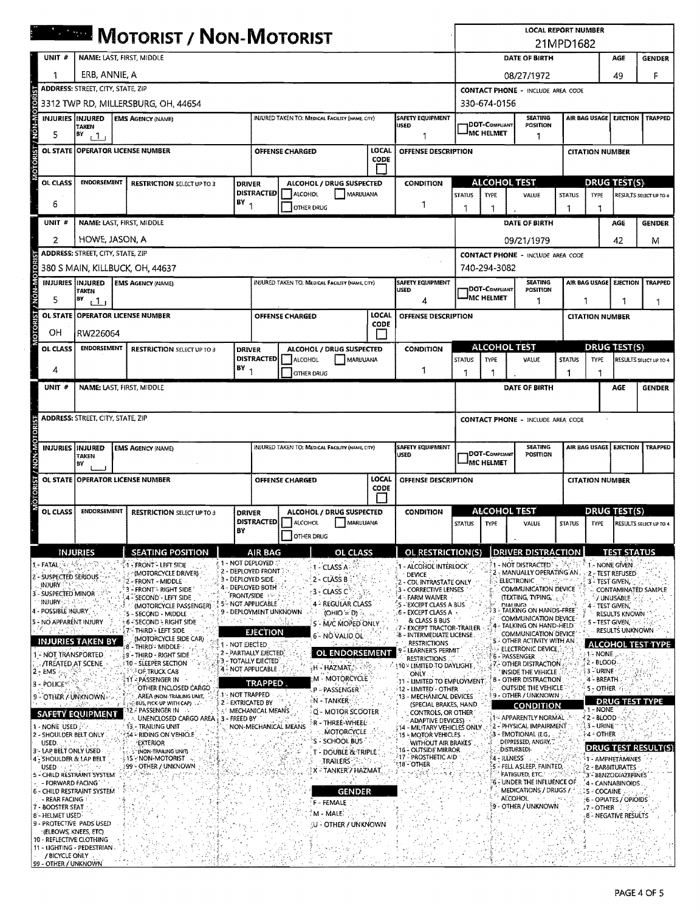# MOTORIST / NON-MOTORIST

**LOCAL REPORT NUMBER:** 21MPD1682

## Unit 1

| UNIT # | NAME: LAST, FIRST, MIDDLE | DATE OF BIRTH | AGE | GENDER |
|---|---|---|---|---|
| 1 | ERB, ANNIE, A | 08/27/1972 | 49 | F |

| ADDRESS: STREET, CITY, STATE, ZIP | CONTACT PHONE - INCLUDE AREA CODE |
|---|---|
| 3312 TWP RD, MILLERSBURG, OH, 44654 | 330-674-0156 |

| INJURIES | INJURED TAKEN BY | EMS AGENCY (NAME) | INJURED TAKEN TO: MEDICAL FACILITY (NAME, CITY) | SAFETY EQUIPMENT USED | DOT-COMPLIANT MC HELMET | SEATING POSITION | AIR BAG USAGE | EJECTION | TRAPPED |
|---|---|---|---|---|---|---|---|---|---|
| 5 | 1 | | | 1 | | 1 | | | |

| OL STATE | OPERATOR LICENSE NUMBER | OFFENSE CHARGED | LOCAL CODE | OFFENSE DESCRIPTION | CITATION NUMBER |
|---|---|---|---|---|---|
| | | | | | |

| OL CLASS | ENDORSEMENT | RESTRICTION SELECT UP TO 3 | DRIVER DISTRACTED BY | ALCOHOL / DRUG SUSPECTED | CONDITION | ALCOHOL TEST STATUS | ALCOHOL TEST TYPE | ALCOHOL TEST VALUE | DRUG TEST STATUS | DRUG TEST TYPE | DRUG TEST RESULTS SELECT UP TO 4 |
|---|---|---|---|---|---|---|---|---|---|---|---|
| 6 | | | 1 | | 1 | 1 | 1 | . | 1 | 1 | |

## Unit 2

| UNIT # | NAME: LAST, FIRST, MIDDLE | DATE OF BIRTH | AGE | GENDER |
|---|---|---|---|---|
| 2 | HOWE, JASON, A | 09/21/1979 | 42 | M |

| ADDRESS: STREET, CITY, STATE, ZIP | CONTACT PHONE - INCLUDE AREA CODE |
|---|---|
| 380 S MAIN, KILLBUCK, OH, 44637 | 740-294-3082 |

| INJURIES | INJURED TAKEN BY | EMS AGENCY (NAME) | INJURED TAKEN TO: MEDICAL FACILITY (NAME, CITY) | SAFETY EQUIPMENT USED | DOT-COMPLIANT MC HELMET | SEATING POSITION | AIR BAG USAGE | EJECTION | TRAPPED |
|---|---|---|---|---|---|---|---|---|---|
| 5 | 1 | | | 4 | | 1 | 1 | 1 | 1 |

| OL STATE | OPERATOR LICENSE NUMBER | OFFENSE CHARGED | LOCAL CODE | OFFENSE DESCRIPTION | CITATION NUMBER |
|---|---|---|---|---|---|
| OH | RW226064 | | | | |

| OL CLASS | ENDORSEMENT | RESTRICTION SELECT UP TO 3 | DRIVER DISTRACTED BY | ALCOHOL / DRUG SUSPECTED | CONDITION | ALCOHOL TEST STATUS | ALCOHOL TEST TYPE | ALCOHOL TEST VALUE | DRUG TEST STATUS | DRUG TEST TYPE | DRUG TEST RESULTS SELECT UP TO 4 |
|---|---|---|---|---|---|---|---|---|---|---|---|
| 4 | | | 1 | | 1 | 1 | 1 | . | 1 | 1 | |

## Unit (blank)

| UNIT # | NAME: LAST, FIRST, MIDDLE | DATE OF BIRTH | AGE | GENDER |
|---|---|---|---|---|
| | | | | |

| ADDRESS: STREET, CITY, STATE, ZIP | CONTACT PHONE - INCLUDE AREA CODE |
|---|---|
| | |

| INJURIES | INJURED TAKEN BY | EMS AGENCY (NAME) | INJURED TAKEN TO: MEDICAL FACILITY (NAME, CITY) | SAFETY EQUIPMENT USED | DOT-COMPLIANT MC HELMET | SEATING POSITION | AIR BAG USAGE | EJECTION | TRAPPED |
|---|---|---|---|---|---|---|---|---|---|
| | | | | | | | | | |

| OL STATE | OPERATOR LICENSE NUMBER | OFFENSE CHARGED | LOCAL CODE | OFFENSE DESCRIPTION | CITATION NUMBER |
|---|---|---|---|---|---|
| | | | | | |

| OL CLASS | ENDORSEMENT | RESTRICTION SELECT UP TO 3 | DRIVER DISTRACTED BY | ALCOHOL / DRUG SUSPECTED | CONDITION | ALCOHOL TEST STATUS | ALCOHOL TEST TYPE | ALCOHOL TEST VALUE | DRUG TEST STATUS | DRUG TEST TYPE | DRUG TEST RESULTS SELECT UP TO 4 |
|---|---|---|---|---|---|---|---|---|---|---|---|
| | | | | | | | | . | | | |

## Codes

### INJURIES
1 - FATAL
2 - SUSPECTED SERIOUS INJURY
3 - SUSPECTED MINOR INJURY
4 - POSSIBLE INJURY
5 - NO APPARENT INJURY

### INJURIES TAKEN BY
1 - NOT TRANSPORTED /TREATED AT SCENE
2 - EMS
3 - POLICE
9 - OTHER / UNKNOWN

### SAFETY EQUIPMENT
1 - NONE USED
2 - SHOULDER BELT ONLY USED
3 - LAP BELT ONLY USED
4 - SHOULDER & LAP BELT USED
5 - CHILD RESTRAINT SYSTEM - FORWARD FACING
6 - CHILD RESTRAINT SYSTEM - REAR FACING
7 - BOOSTER SEAT
8 - HELMET USED
9 - PROTECTIVE PADS USED (ELBOWS, KNEES, ETC)
10 - REFLECTIVE CLOTHING
11 - LIGHTING - PEDESTRIAN / BICYCLE ONLY
99 - OTHER / UNKNOWN

### SEATING POSITION
1 - FRONT - LEFT SIDE (MOTORCYCLE DRIVER)
2 - FRONT - MIDDLE
3 - FRONT - RIGHT SIDE
4 - SECOND - LEFT SIDE (MOTORCYCLE PASSENGER)
5 - SECOND - MIDDLE
6 - SECOND - RIGHT SIDE
7 - THIRD - LEFT SIDE (MOTORCYCLE SIDE CAR)
8 - THIRD - MIDDLE
9 - THIRD - RIGHT SIDE
10 - SLEEPER SECTION OF TRUCK CAB
11 - PASSENGER IN OTHER ENCLOSED CARGO AREA (NON-TRAILING UNIT, BUS, PICK-UP WITH CAP)
12 - PASSENGER IN UNENCLOSED CARGO AREA
13 - TRAILING UNIT
14 - RIDING ON VEHICLE EXTERIOR (NON-TRAILING UNIT)
15 - NON-MOTORIST
99 - OTHER / UNKNOWN

### AIR BAG
1 - NOT DEPLOYED
2 - DEPLOYED FRONT
3 - DEPLOYED SIDE
4 - DEPLOYED BOTH FRONT/SIDE
5 - NOT APPLICABLE
9 - DEPLOYMENT UNKNOWN

### EJECTION
1 - NOT EJECTED
2 - PARTIALLY EJECTED
3 - TOTALLY EJECTED
4 - NOT APPLICABLE

### TRAPPED
1 - NOT TRAPPED
2 - EXTRICATED BY MECHANICAL MEANS
3 - FREED BY NON-MECHANICAL MEANS

### OL CLASS
1 - CLASS A
2 - CLASS B
3 - CLASS C
4 - REGULAR CLASS (OHIO = D)
5 - M/C MOPED ONLY
6 - NO VALID OL

### OL ENDORSEMENT
H - HAZMAT
M - MOTORCYCLE
P - PASSENGER
N - TANKER
Q - MOTOR SCOOTER
R - THREE-WHEEL MOTORCYCLE
S - SCHOOL BUS
T - DOUBLE & TRIPLE TRAILERS
X - TANKER / HAZMAT

### GENDER
F - FEMALE
M - MALE
U - OTHER / UNKNOWN

### OL RESTRICTION(S)
1 - ALCOHOL INTERLOCK DEVICE
2 - CDL INTRASTATE ONLY
3 - CORRECTIVE LENSES
4 - FARM WAIVER
5 - EXCEPT CLASS A BUS
6 - EXCEPT CLASS A & CLASS B BUS
7 - EXCEPT TRACTOR-TRAILER
8 - INTERMEDIATE LICENSE RESTRICTIONS
9 - LEARNER'S PERMIT RESTRICTIONS
10 - LIMITED TO DAYLIGHT ONLY
11 - LIMITED TO EMPLOYMENT
12 - LIMITED - OTHER
13 - MECHANICAL DEVICES (SPECIAL BRAKES, HAND CONTROLS, OR OTHER ADAPTIVE DEVICES)
14 - MILITARY VEHICLES ONLY
15 - MOTOR VEHICLES WITHOUT AIR BRAKES
16 - OUTSIDE MIRROR
17 - PROSTHETIC AID
18 - OTHER

### DRIVER DISTRACTION
1 - NOT DISTRACTED
2 - MANUALLY OPERATING AN ELECTRONIC COMMUNICATION DEVICE (TEXTING, TYPING, DIALING)
3 - TALKING ON HANDS-FREE COMMUNICATION DEVICE
4 - TALKING ON HAND-HELD COMMUNICATION DEVICE
5 - OTHER ACTIVITY WITH AN ELECTRONIC DEVICE
6 - PASSENGER
7 - OTHER DISTRACTION INSIDE THE VEHICLE
8 - OTHER DISTRACTION OUTSIDE THE VEHICLE
9 - OTHER / UNKNOWN

### CONDITION
1 - APPARENTLY NORMAL
2 - PHYSICAL IMPAIRMENT
3 - EMOTIONAL (E.G., DEPRESSED, ANGRY, DISTURBED)
4 - ILLNESS
5 - FELL ASLEEP, FAINTED, FATIGUED, ETC.
6 - UNDER THE INFLUENCE OF MEDICATIONS / DRUGS / ALCOHOL
9 - OTHER / UNKNOWN

### TEST STATUS
1 - NONE GIVEN
2 - TEST REFUSED
3 - TEST GIVEN, CONTAMINATED SAMPLE / UNUSABLE
4 - TEST GIVEN, RESULTS KNOWN
5 - TEST GIVEN, RESULTS UNKNOWN

### ALCOHOL TEST TYPE
1 - NONE
2 - BLOOD
3 - URINE
4 - BREATH
5 - OTHER

### DRUG TEST TYPE
1 - NONE
2 - BLOOD
3 - URINE
4 - OTHER

### DRUG TEST RESULT(S)
1 - AMPHETAMINES
2 - BARBITURATES
3 - BENZODIAZEPINES
4 - CANNABINOIDS
5 - COCAINE
6 - OPIATES / OPIOIDS
7 - OTHER
8 - NEGATIVE RESULTS